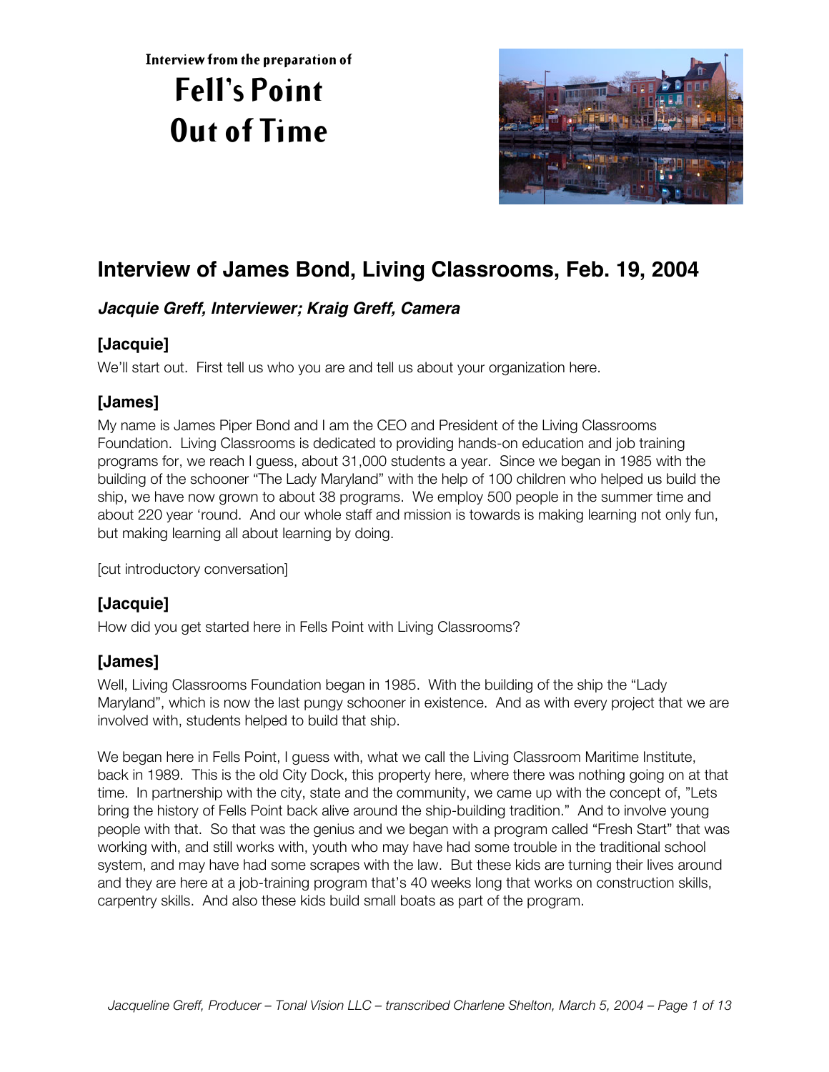Interview from the preparation of

# Fell's Point Out of Time

## Interview of James Bond, Living Classrooms, Feb. 19, 2004

***Jacquie Greff, Interviewer; Kraig Greff, Camera***

### [Jacquie]

We'll start out. First tell us who you are and tell us about your organization here.

### [James]

My name is James Piper Bond and I am the CEO and President of the Living Classrooms Foundation. Living Classrooms is dedicated to providing hands-on education and job training programs for, we reach I guess, about 31,000 students a year. Since we began in 1985 with the building of the schooner "The Lady Maryland" with the help of 100 children who helped us build the ship, we have now grown to about 38 programs. We employ 500 people in the summer time and about 220 year 'round. And our whole staff and mission is towards is making learning not only fun, but making learning all about learning by doing.

[cut introductory conversation]

### [Jacquie]

How did you get started here in Fells Point with Living Classrooms?

### [James]

Well, Living Classrooms Foundation began in 1985. With the building of the ship the "Lady Maryland", which is now the last pungy schooner in existence. And as with every project that we are involved with, students helped to build that ship.

We began here in Fells Point, I guess with, what we call the Living Classroom Maritime Institute, back in 1989. This is the old City Dock, this property here, where there was nothing going on at that time. In partnership with the city, state and the community, we came up with the concept of, "Lets bring the history of Fells Point back alive around the ship-building tradition." And to involve young people with that. So that was the genius and we began with a program called "Fresh Start" that was working with, and still works with, youth who may have had some trouble in the traditional school system, and may have had some scrapes with the law. But these kids are turning their lives around and they are here at a job-training program that's 40 weeks long that works on construction skills, carpentry skills. And also these kids build small boats as part of the program.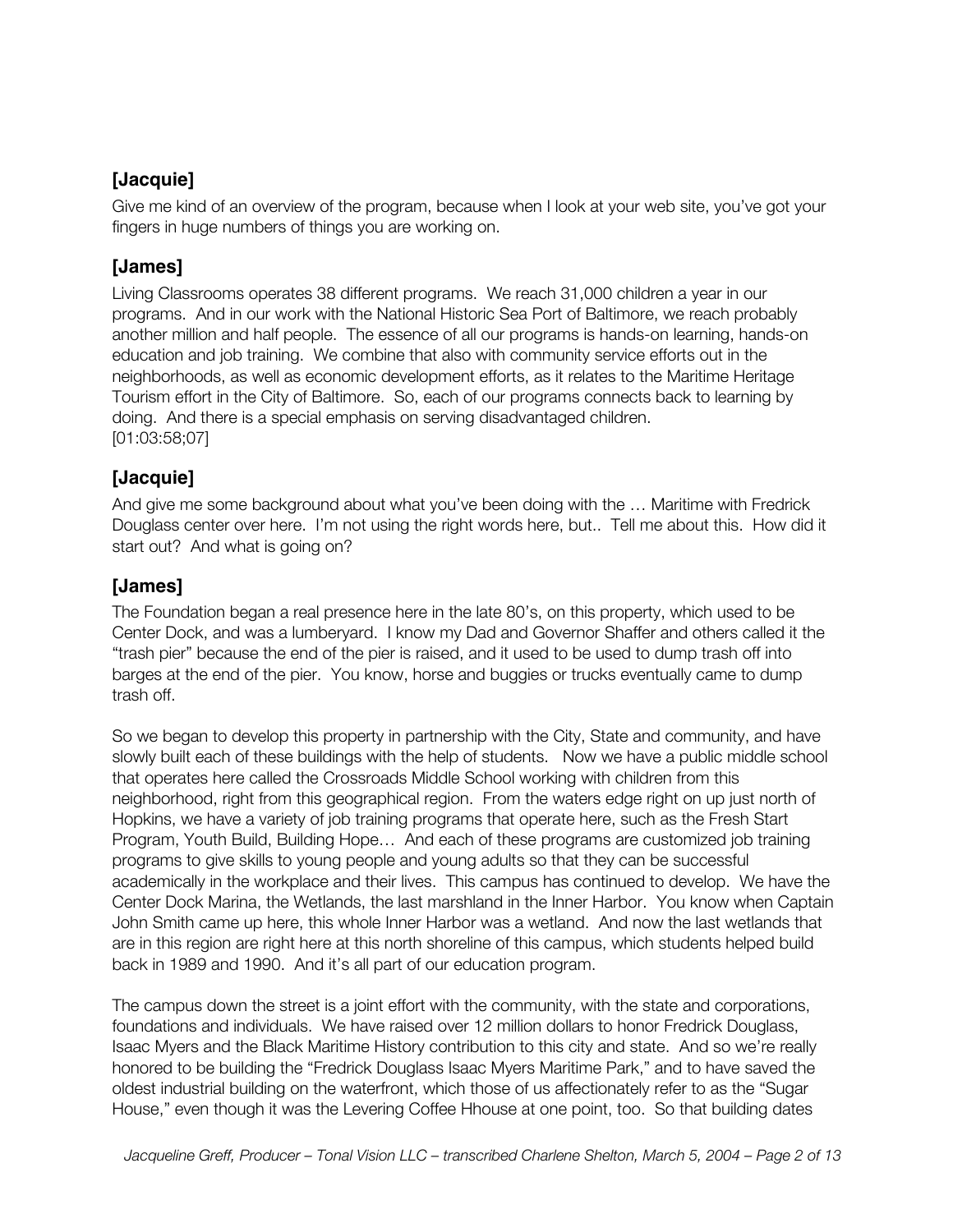## [Jacquie]

Give me kind of an overview of the program, because when I look at your web site, you've got your fingers in huge numbers of things you are working on.

## [James]

Living Classrooms operates 38 different programs. We reach 31,000 children a year in our programs. And in our work with the National Historic Sea Port of Baltimore, we reach probably another million and half people. The essence of all our programs is hands-on learning, hands-on education and job training. We combine that also with community service efforts out in the neighborhoods, as well as economic development efforts, as it relates to the Maritime Heritage Tourism effort in the City of Baltimore. So, each of our programs connects back to learning by doing. And there is a special emphasis on serving disadvantaged children.
[01:03:58;07]

## [Jacquie]

And give me some background about what you've been doing with the … Maritime with Fredrick Douglass center over here. I'm not using the right words here, but.. Tell me about this. How did it start out? And what is going on?

## [James]

The Foundation began a real presence here in the late 80's, on this property, which used to be Center Dock, and was a lumberyard. I know my Dad and Governor Shaffer and others called it the "trash pier" because the end of the pier is raised, and it used to be used to dump trash off into barges at the end of the pier. You know, horse and buggies or trucks eventually came to dump trash off.

So we began to develop this property in partnership with the City, State and community, and have slowly built each of these buildings with the help of students. Now we have a public middle school that operates here called the Crossroads Middle School working with children from this neighborhood, right from this geographical region. From the waters edge right on up just north of Hopkins, we have a variety of job training programs that operate here, such as the Fresh Start Program, Youth Build, Building Hope… And each of these programs are customized job training programs to give skills to young people and young adults so that they can be successful academically in the workplace and their lives. This campus has continued to develop. We have the Center Dock Marina, the Wetlands, the last marshland in the Inner Harbor. You know when Captain John Smith came up here, this whole Inner Harbor was a wetland. And now the last wetlands that are in this region are right here at this north shoreline of this campus, which students helped build back in 1989 and 1990. And it's all part of our education program.

The campus down the street is a joint effort with the community, with the state and corporations, foundations and individuals. We have raised over 12 million dollars to honor Fredrick Douglass, Isaac Myers and the Black Maritime History contribution to this city and state. And so we're really honored to be building the "Fredrick Douglass Isaac Myers Maritime Park," and to have saved the oldest industrial building on the waterfront, which those of us affectionately refer to as the "Sugar House," even though it was the Levering Coffee Hhouse at one point, too. So that building dates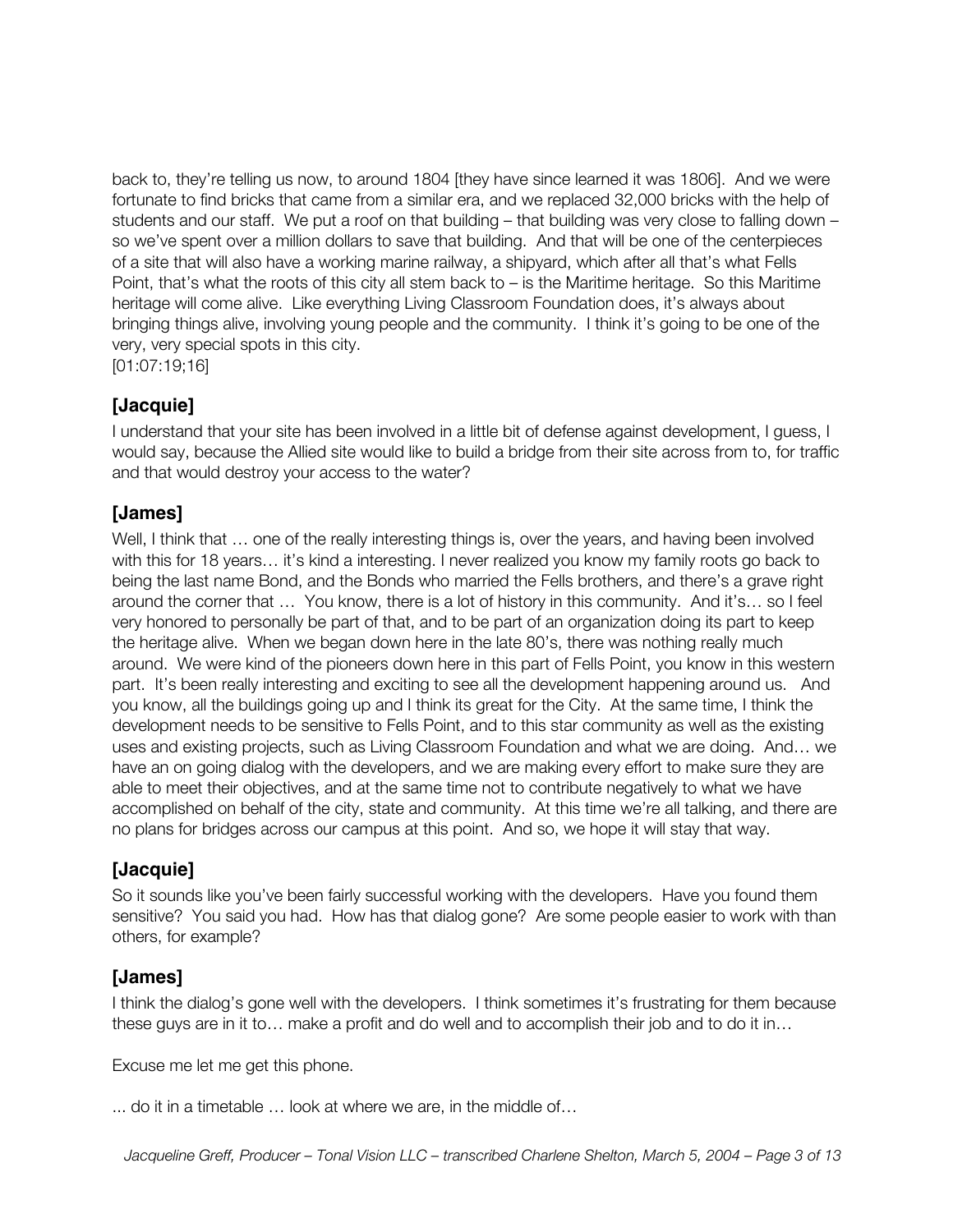back to, they're telling us now, to around 1804 [they have since learned it was 1806]. And we were fortunate to find bricks that came from a similar era, and we replaced 32,000 bricks with the help of students and our staff. We put a roof on that building – that building was very close to falling down – so we've spent over a million dollars to save that building. And that will be one of the centerpieces of a site that will also have a working marine railway, a shipyard, which after all that's what Fells Point, that's what the roots of this city all stem back to – is the Maritime heritage. So this Maritime heritage will come alive. Like everything Living Classroom Foundation does, it's always about bringing things alive, involving young people and the community. I think it's going to be one of the very, very special spots in this city.
[01:07:19;16]

## [Jacquie]

I understand that your site has been involved in a little bit of defense against development, I guess, I would say, because the Allied site would like to build a bridge from their site across from to, for traffic and that would destroy your access to the water?

## [James]

Well, I think that … one of the really interesting things is, over the years, and having been involved with this for 18 years… it's kind a interesting. I never realized you know my family roots go back to being the last name Bond, and the Bonds who married the Fells brothers, and there's a grave right around the corner that … You know, there is a lot of history in this community. And it's… so I feel very honored to personally be part of that, and to be part of an organization doing its part to keep the heritage alive. When we began down here in the late 80's, there was nothing really much around. We were kind of the pioneers down here in this part of Fells Point, you know in this western part. It's been really interesting and exciting to see all the development happening around us. And you know, all the buildings going up and I think its great for the City. At the same time, I think the development needs to be sensitive to Fells Point, and to this star community as well as the existing uses and existing projects, such as Living Classroom Foundation and what we are doing. And… we have an on going dialog with the developers, and we are making every effort to make sure they are able to meet their objectives, and at the same time not to contribute negatively to what we have accomplished on behalf of the city, state and community. At this time we're all talking, and there are no plans for bridges across our campus at this point. And so, we hope it will stay that way.

## [Jacquie]

So it sounds like you've been fairly successful working with the developers. Have you found them sensitive? You said you had. How has that dialog gone? Are some people easier to work with than others, for example?

## [James]

I think the dialog's gone well with the developers. I think sometimes it's frustrating for them because these guys are in it to… make a profit and do well and to accomplish their job and to do it in…

Excuse me let me get this phone.

... do it in a timetable … look at where we are, in the middle of…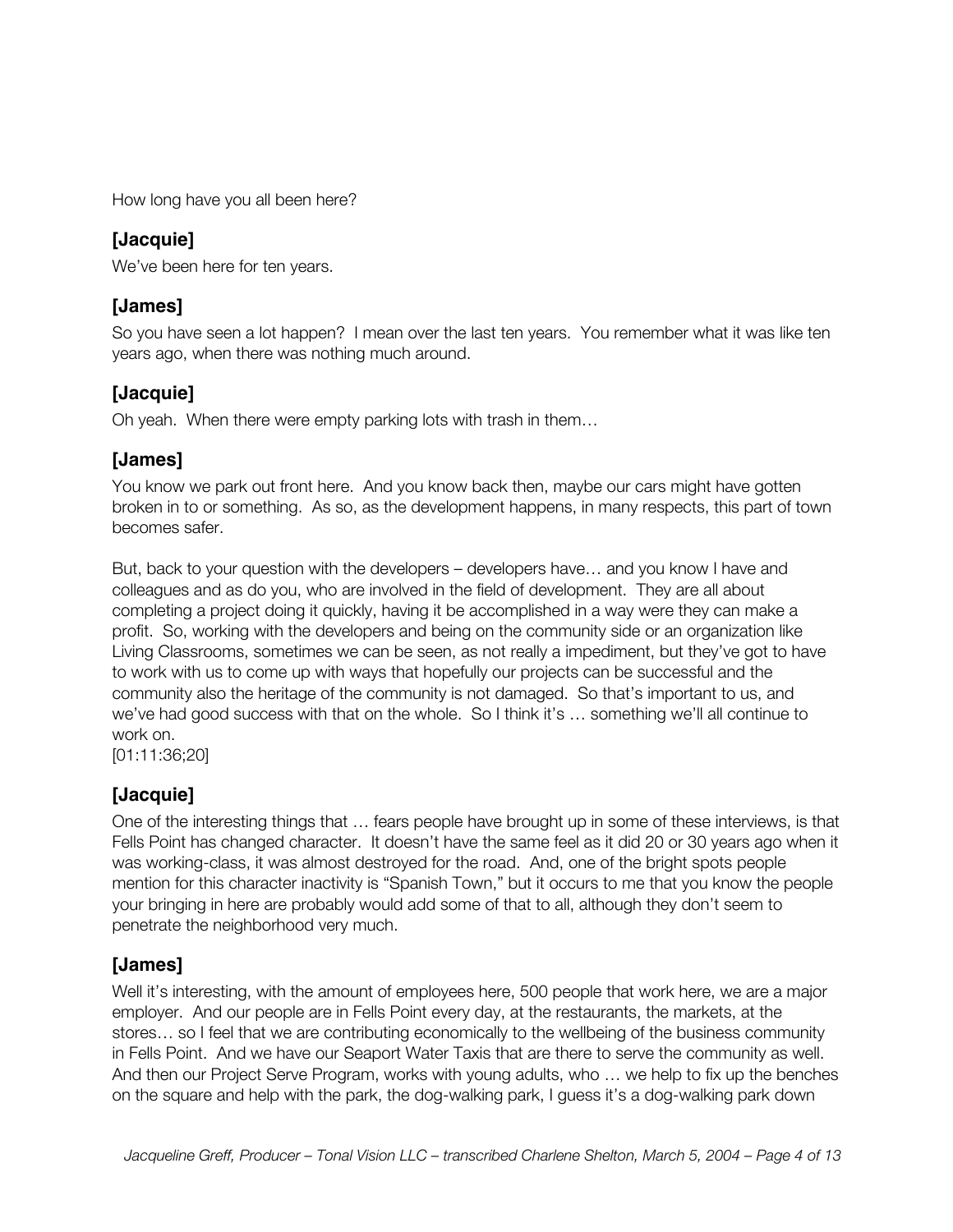How long have you all been here?

### [Jacquie]

We've been here for ten years.

### [James]

So you have seen a lot happen? I mean over the last ten years. You remember what it was like ten years ago, when there was nothing much around.

### [Jacquie]

Oh yeah. When there were empty parking lots with trash in them…

### [James]

You know we park out front here. And you know back then, maybe our cars might have gotten broken in to or something. As so, as the development happens, in many respects, this part of town becomes safer.

But, back to your question with the developers – developers have… and you know I have and colleagues and as do you, who are involved in the field of development. They are all about completing a project doing it quickly, having it be accomplished in a way were they can make a profit. So, working with the developers and being on the community side or an organization like Living Classrooms, sometimes we can be seen, as not really a impediment, but they've got to have to work with us to come up with ways that hopefully our projects can be successful and the community also the heritage of the community is not damaged. So that's important to us, and we've had good success with that on the whole. So I think it's … something we'll all continue to work on.
[01:11:36;20]

### [Jacquie]

One of the interesting things that … fears people have brought up in some of these interviews, is that Fells Point has changed character. It doesn't have the same feel as it did 20 or 30 years ago when it was working-class, it was almost destroyed for the road. And, one of the bright spots people mention for this character inactivity is "Spanish Town," but it occurs to me that you know the people your bringing in here are probably would add some of that to all, although they don't seem to penetrate the neighborhood very much.

### [James]

Well it's interesting, with the amount of employees here, 500 people that work here, we are a major employer. And our people are in Fells Point every day, at the restaurants, the markets, at the stores… so I feel that we are contributing economically to the wellbeing of the business community in Fells Point. And we have our Seaport Water Taxis that are there to serve the community as well. And then our Project Serve Program, works with young adults, who … we help to fix up the benches on the square and help with the park, the dog-walking park, I guess it's a dog-walking park down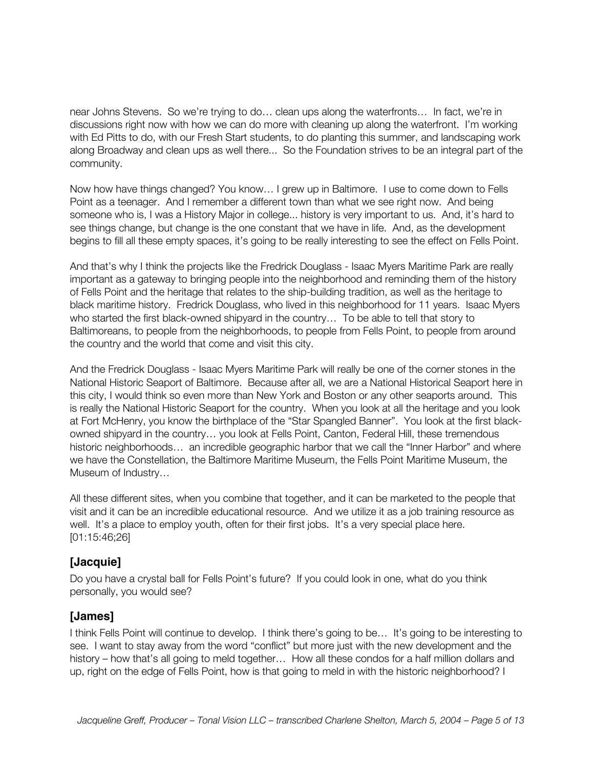near Johns Stevens. So we're trying to do… clean ups along the waterfronts… In fact, we're in discussions right now with how we can do more with cleaning up along the waterfront. I'm working with Ed Pitts to do, with our Fresh Start students, to do planting this summer, and landscaping work along Broadway and clean ups as well there... So the Foundation strives to be an integral part of the community.

Now how have things changed? You know… I grew up in Baltimore. I use to come down to Fells Point as a teenager. And I remember a different town than what we see right now. And being someone who is, I was a History Major in college... history is very important to us. And, it's hard to see things change, but change is the one constant that we have in life. And, as the development begins to fill all these empty spaces, it's going to be really interesting to see the effect on Fells Point.

And that's why I think the projects like the Fredrick Douglass - Isaac Myers Maritime Park are really important as a gateway to bringing people into the neighborhood and reminding them of the history of Fells Point and the heritage that relates to the ship-building tradition, as well as the heritage to black maritime history. Fredrick Douglass, who lived in this neighborhood for 11 years. Isaac Myers who started the first black-owned shipyard in the country… To be able to tell that story to Baltimoreans, to people from the neighborhoods, to people from Fells Point, to people from around the country and the world that come and visit this city.

And the Fredrick Douglass - Isaac Myers Maritime Park will really be one of the corner stones in the National Historic Seaport of Baltimore. Because after all, we are a National Historical Seaport here in this city, I would think so even more than New York and Boston or any other seaports around. This is really the National Historic Seaport for the country. When you look at all the heritage and you look at Fort McHenry, you know the birthplace of the "Star Spangled Banner". You look at the first black-owned shipyard in the country… you look at Fells Point, Canton, Federal Hill, these tremendous historic neighborhoods… an incredible geographic harbor that we call the "Inner Harbor" and where we have the Constellation, the Baltimore Maritime Museum, the Fells Point Maritime Museum, the Museum of Industry…

All these different sites, when you combine that together, and it can be marketed to the people that visit and it can be an incredible educational resource. And we utilize it as a job training resource as well. It's a place to employ youth, often for their first jobs. It's a very special place here. [01:15:46;26]

## [Jacquie]

Do you have a crystal ball for Fells Point's future? If you could look in one, what do you think personally, you would see?

## [James]

I think Fells Point will continue to develop. I think there's going to be… It's going to be interesting to see. I want to stay away from the word "conflict" but more just with the new development and the history – how that's all going to meld together… How all these condos for a half million dollars and up, right on the edge of Fells Point, how is that going to meld in with the historic neighborhood? I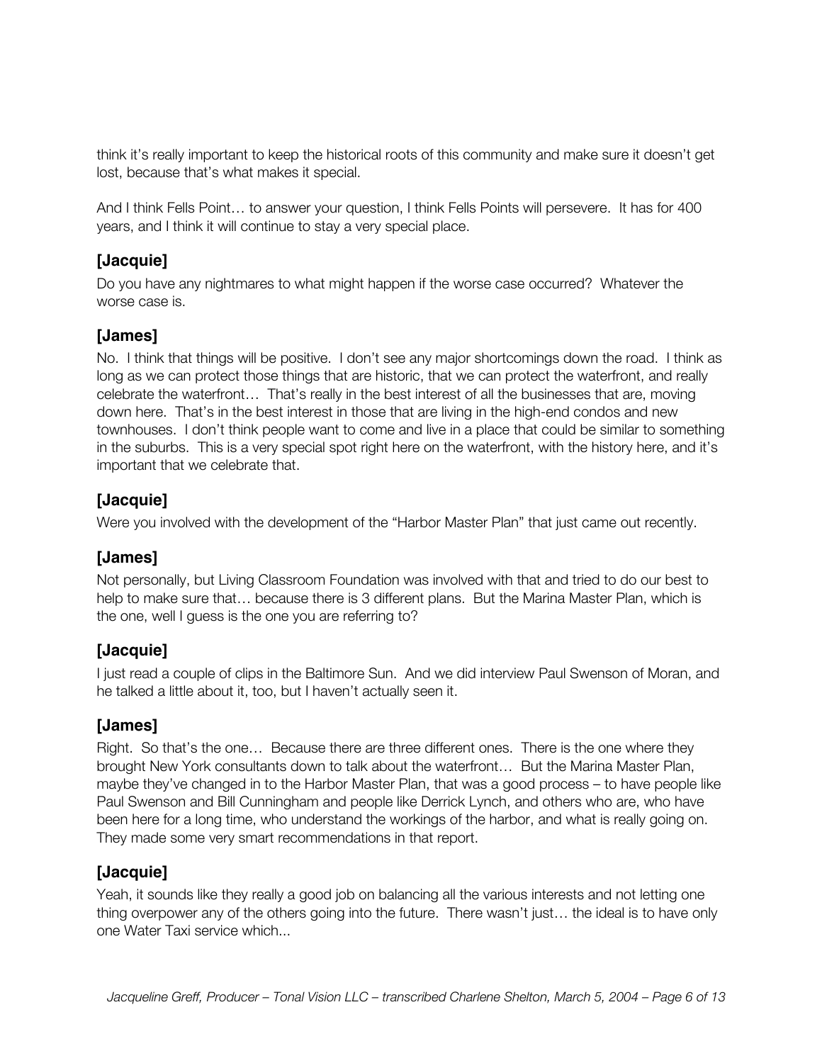think it's really important to keep the historical roots of this community and make sure it doesn't get lost, because that's what makes it special.

And I think Fells Point… to answer your question, I think Fells Points will persevere. It has for 400 years, and I think it will continue to stay a very special place.

### [Jacquie]

Do you have any nightmares to what might happen if the worse case occurred? Whatever the worse case is.

### [James]

No. I think that things will be positive. I don't see any major shortcomings down the road. I think as long as we can protect those things that are historic, that we can protect the waterfront, and really celebrate the waterfront… That's really in the best interest of all the businesses that are, moving down here. That's in the best interest in those that are living in the high-end condos and new townhouses. I don't think people want to come and live in a place that could be similar to something in the suburbs. This is a very special spot right here on the waterfront, with the history here, and it's important that we celebrate that.

### [Jacquie]

Were you involved with the development of the "Harbor Master Plan" that just came out recently.

### [James]

Not personally, but Living Classroom Foundation was involved with that and tried to do our best to help to make sure that… because there is 3 different plans. But the Marina Master Plan, which is the one, well I guess is the one you are referring to?

### [Jacquie]

I just read a couple of clips in the Baltimore Sun. And we did interview Paul Swenson of Moran, and he talked a little about it, too, but I haven't actually seen it.

### [James]

Right. So that's the one… Because there are three different ones. There is the one where they brought New York consultants down to talk about the waterfront… But the Marina Master Plan, maybe they've changed in to the Harbor Master Plan, that was a good process – to have people like Paul Swenson and Bill Cunningham and people like Derrick Lynch, and others who are, who have been here for a long time, who understand the workings of the harbor, and what is really going on. They made some very smart recommendations in that report.

### [Jacquie]

Yeah, it sounds like they really a good job on balancing all the various interests and not letting one thing overpower any of the others going into the future. There wasn't just… the ideal is to have only one Water Taxi service which...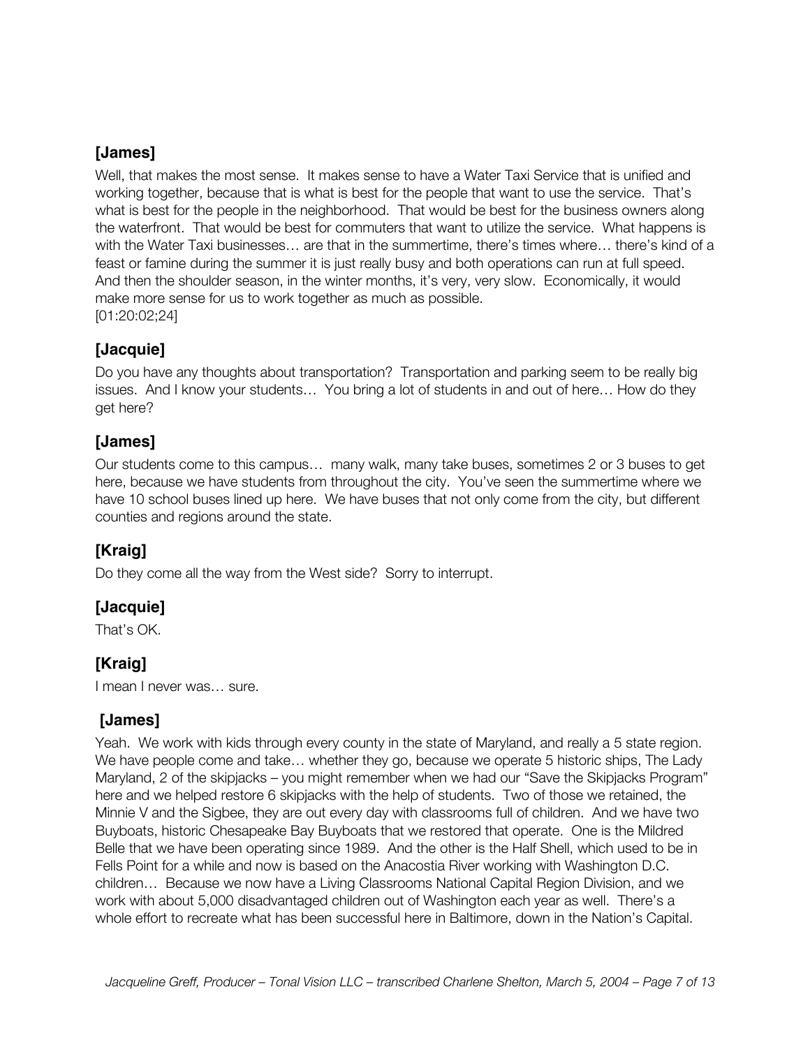**[James]**

Well, that makes the most sense. It makes sense to have a Water Taxi Service that is unified and working together, because that is what is best for the people that want to use the service. That's what is best for the people in the neighborhood. That would be best for the business owners along the waterfront. That would be best for commuters that want to utilize the service. What happens is with the Water Taxi businesses… are that in the summertime, there's times where… there's kind of a feast or famine during the summer it is just really busy and both operations can run at full speed. And then the shoulder season, in the winter months, it's very, very slow. Economically, it would make more sense for us to work together as much as possible.
[01:20:02;24]

**[Jacquie]**

Do you have any thoughts about transportation? Transportation and parking seem to be really big issues. And I know your students… You bring a lot of students in and out of here… How do they get here?

**[James]**

Our students come to this campus… many walk, many take buses, sometimes 2 or 3 buses to get here, because we have students from throughout the city. You've seen the summertime where we have 10 school buses lined up here. We have buses that not only come from the city, but different counties and regions around the state.

**[Kraig]**

Do they come all the way from the West side? Sorry to interrupt.

**[Jacquie]**

That's OK.

**[Kraig]**

I mean I never was… sure.

**[James]**

Yeah. We work with kids through every county in the state of Maryland, and really a 5 state region. We have people come and take… whether they go, because we operate 5 historic ships, The Lady Maryland, 2 of the skipjacks – you might remember when we had our "Save the Skipjacks Program" here and we helped restore 6 skipjacks with the help of students. Two of those we retained, the Minnie V and the Sigbee, they are out every day with classrooms full of children. And we have two Buyboats, historic Chesapeake Bay Buyboats that we restored that operate. One is the Mildred Belle that we have been operating since 1989. And the other is the Half Shell, which used to be in Fells Point for a while and now is based on the Anacostia River working with Washington D.C. children… Because we now have a Living Classrooms National Capital Region Division, and we work with about 5,000 disadvantaged children out of Washington each year as well. There's a whole effort to recreate what has been successful here in Baltimore, down in the Nation's Capital.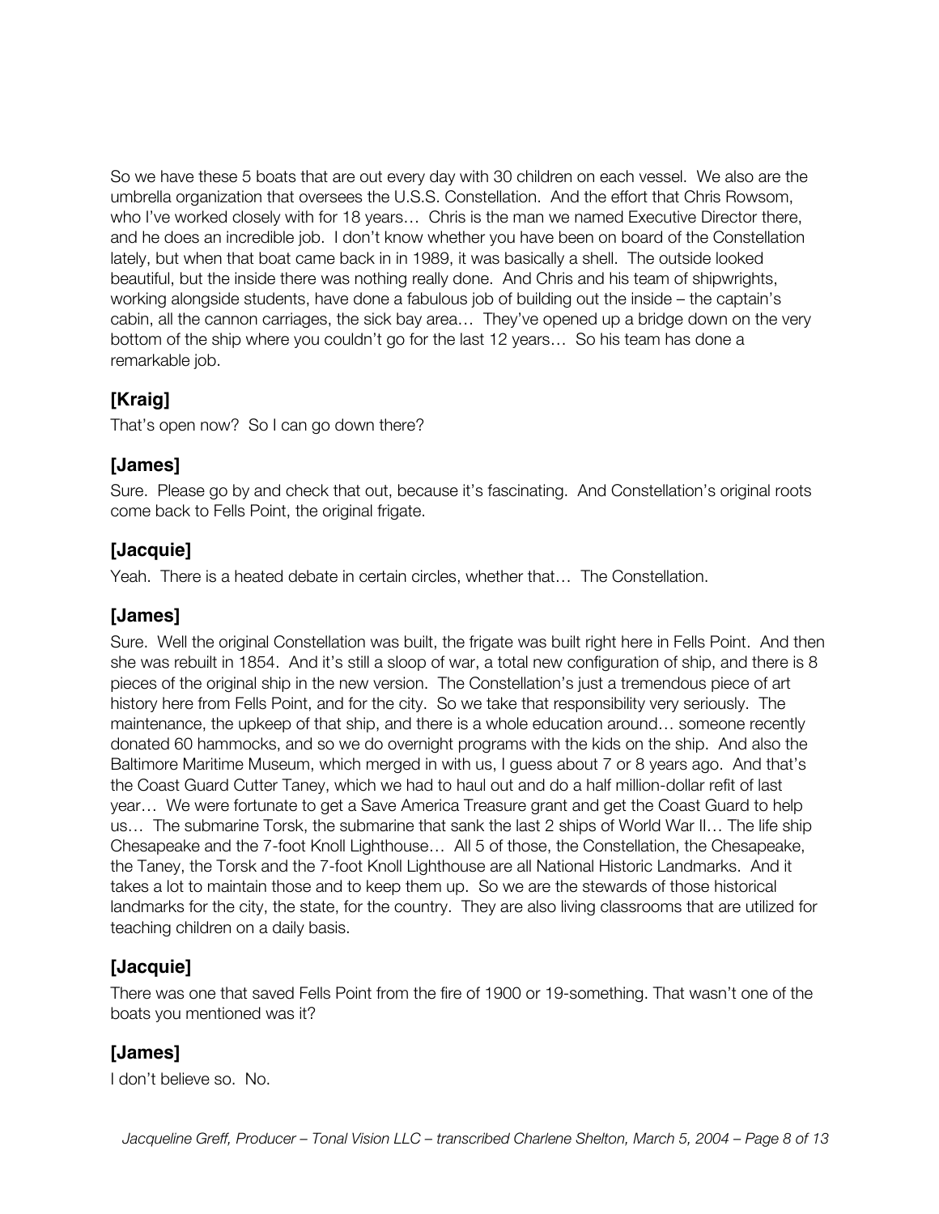So we have these 5 boats that are out every day with 30 children on each vessel. We also are the umbrella organization that oversees the U.S.S. Constellation. And the effort that Chris Rowsom, who I've worked closely with for 18 years… Chris is the man we named Executive Director there, and he does an incredible job. I don't know whether you have been on board of the Constellation lately, but when that boat came back in in 1989, it was basically a shell. The outside looked beautiful, but the inside there was nothing really done. And Chris and his team of shipwrights, working alongside students, have done a fabulous job of building out the inside – the captain's cabin, all the cannon carriages, the sick bay area… They've opened up a bridge down on the very bottom of the ship where you couldn't go for the last 12 years… So his team has done a remarkable job.

### [Kraig]

That's open now? So I can go down there?

### [James]

Sure. Please go by and check that out, because it's fascinating. And Constellation's original roots come back to Fells Point, the original frigate.

### [Jacquie]

Yeah. There is a heated debate in certain circles, whether that… The Constellation.

### [James]

Sure. Well the original Constellation was built, the frigate was built right here in Fells Point. And then she was rebuilt in 1854. And it's still a sloop of war, a total new configuration of ship, and there is 8 pieces of the original ship in the new version. The Constellation's just a tremendous piece of art history here from Fells Point, and for the city. So we take that responsibility very seriously. The maintenance, the upkeep of that ship, and there is a whole education around… someone recently donated 60 hammocks, and so we do overnight programs with the kids on the ship. And also the Baltimore Maritime Museum, which merged in with us, I guess about 7 or 8 years ago. And that's the Coast Guard Cutter Taney, which we had to haul out and do a half million-dollar refit of last year… We were fortunate to get a Save America Treasure grant and get the Coast Guard to help us… The submarine Torsk, the submarine that sank the last 2 ships of World War II… The life ship Chesapeake and the 7-foot Knoll Lighthouse… All 5 of those, the Constellation, the Chesapeake, the Taney, the Torsk and the 7-foot Knoll Lighthouse are all National Historic Landmarks. And it takes a lot to maintain those and to keep them up. So we are the stewards of those historical landmarks for the city, the state, for the country. They are also living classrooms that are utilized for teaching children on a daily basis.

### [Jacquie]

There was one that saved Fells Point from the fire of 1900 or 19-something. That wasn't one of the boats you mentioned was it?

### [James]

I don't believe so. No.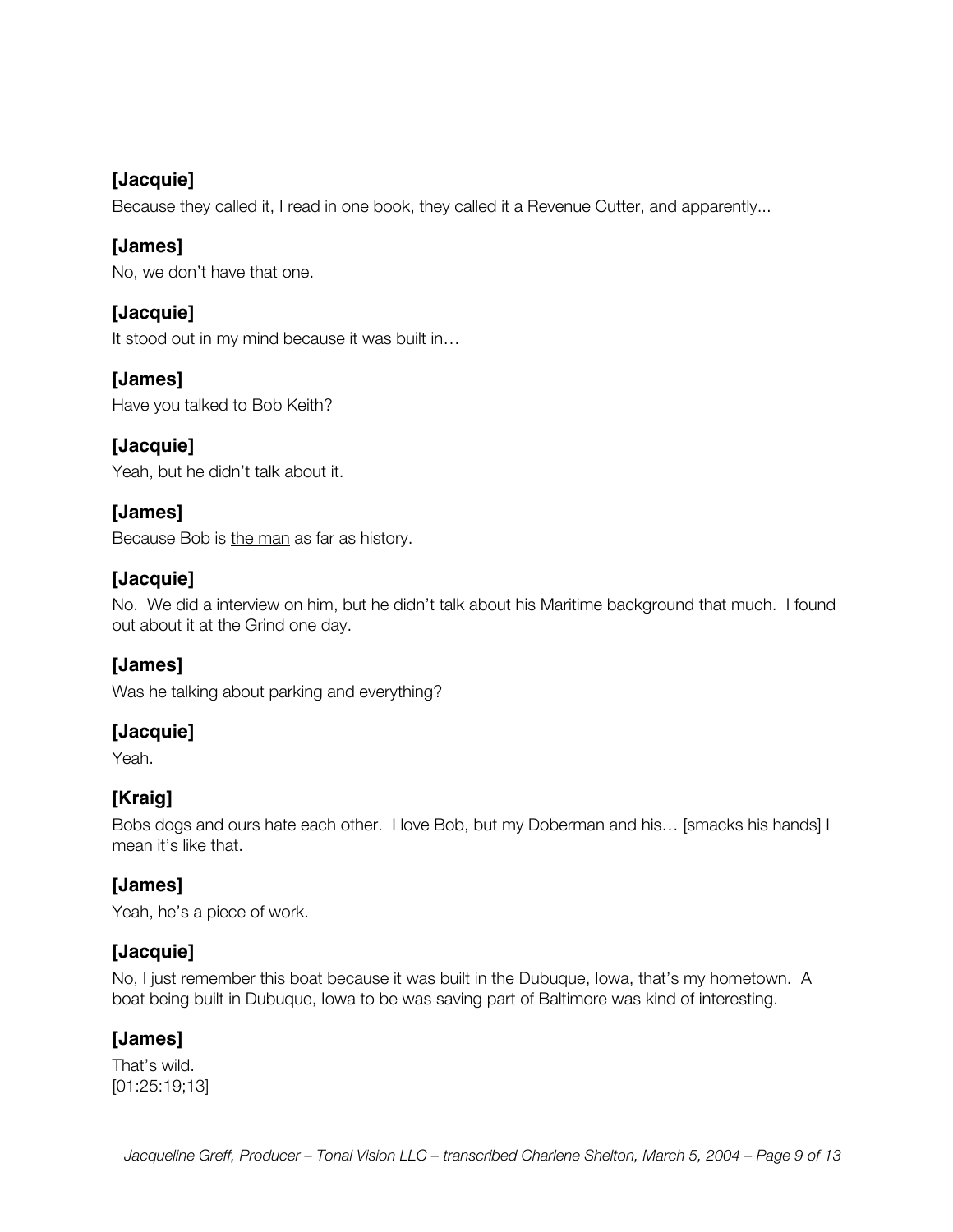**[Jacquie]**
Because they called it, I read in one book, they called it a Revenue Cutter, and apparently...

**[James]**
No, we don't have that one.

**[Jacquie]**
It stood out in my mind because it was built in…

**[James]**
Have you talked to Bob Keith?

**[Jacquie]**
Yeah, but he didn't talk about it.

**[James]**
Because Bob is <u>the man</u> as far as history.

**[Jacquie]**
No. We did a interview on him, but he didn't talk about his Maritime background that much. I found out about it at the Grind one day.

**[James]**
Was he talking about parking and everything?

**[Jacquie]**
Yeah.

**[Kraig]**
Bobs dogs and ours hate each other. I love Bob, but my Doberman and his… [smacks his hands] I mean it's like that.

**[James]**
Yeah, he's a piece of work.

**[Jacquie]**
No, I just remember this boat because it was built in the Dubuque, Iowa, that's my hometown. A boat being built in Dubuque, Iowa to be was saving part of Baltimore was kind of interesting.

**[James]**
That's wild.
[01:25:19;13]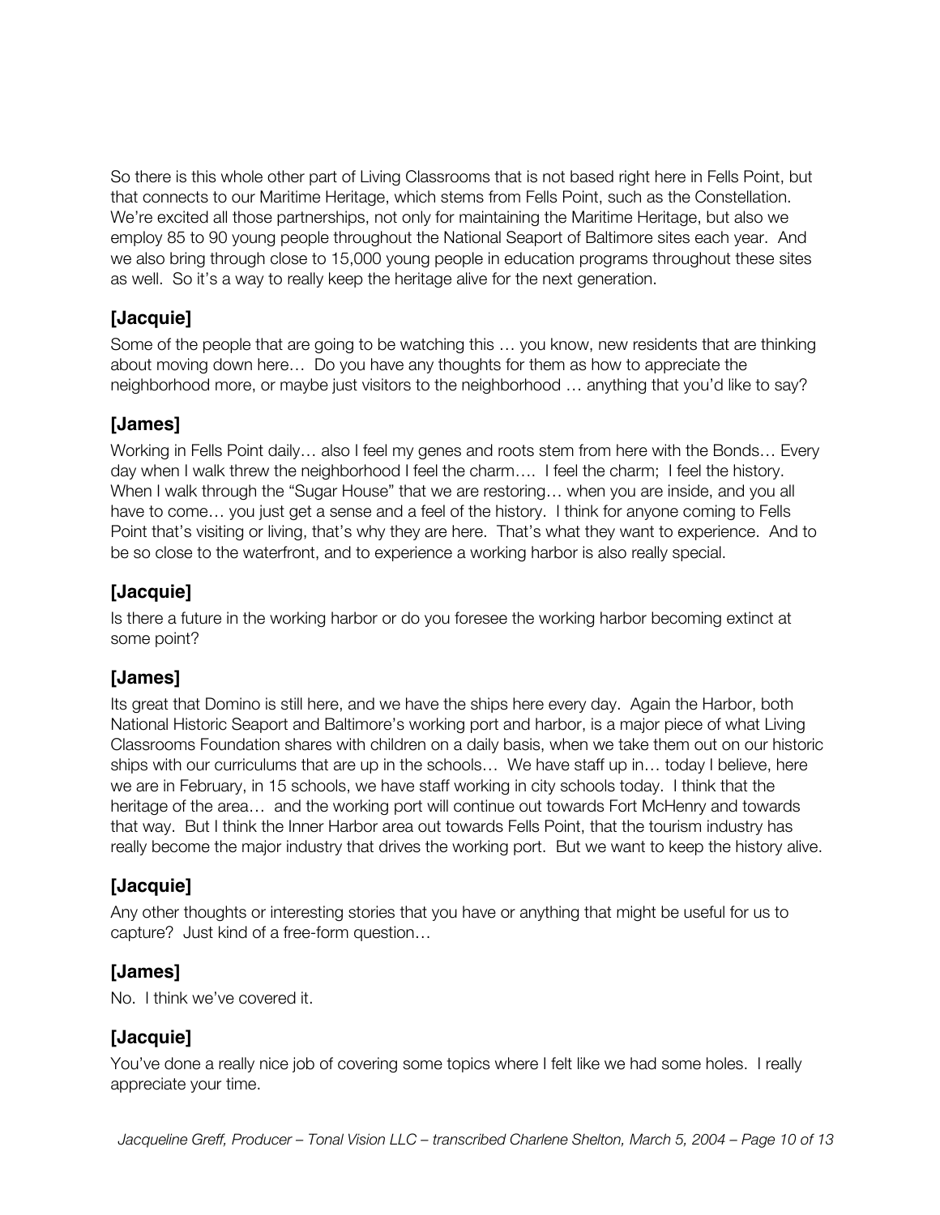So there is this whole other part of Living Classrooms that is not based right here in Fells Point, but that connects to our Maritime Heritage, which stems from Fells Point, such as the Constellation. We're excited all those partnerships, not only for maintaining the Maritime Heritage, but also we employ 85 to 90 young people throughout the National Seaport of Baltimore sites each year. And we also bring through close to 15,000 young people in education programs throughout these sites as well. So it's a way to really keep the heritage alive for the next generation.

## [Jacquie]

Some of the people that are going to be watching this … you know, new residents that are thinking about moving down here… Do you have any thoughts for them as how to appreciate the neighborhood more, or maybe just visitors to the neighborhood … anything that you'd like to say?

## [James]

Working in Fells Point daily… also I feel my genes and roots stem from here with the Bonds… Every day when I walk threw the neighborhood I feel the charm…. I feel the charm; I feel the history. When I walk through the "Sugar House" that we are restoring… when you are inside, and you all have to come… you just get a sense and a feel of the history. I think for anyone coming to Fells Point that's visiting or living, that's why they are here. That's what they want to experience. And to be so close to the waterfront, and to experience a working harbor is also really special.

## [Jacquie]

Is there a future in the working harbor or do you foresee the working harbor becoming extinct at some point?

## [James]

Its great that Domino is still here, and we have the ships here every day. Again the Harbor, both National Historic Seaport and Baltimore's working port and harbor, is a major piece of what Living Classrooms Foundation shares with children on a daily basis, when we take them out on our historic ships with our curriculums that are up in the schools… We have staff up in… today I believe, here we are in February, in 15 schools, we have staff working in city schools today. I think that the heritage of the area… and the working port will continue out towards Fort McHenry and towards that way. But I think the Inner Harbor area out towards Fells Point, that the tourism industry has really become the major industry that drives the working port. But we want to keep the history alive.

## [Jacquie]

Any other thoughts or interesting stories that you have or anything that might be useful for us to capture? Just kind of a free-form question…

## [James]

No. I think we've covered it.

## [Jacquie]

You've done a really nice job of covering some topics where I felt like we had some holes. I really appreciate your time.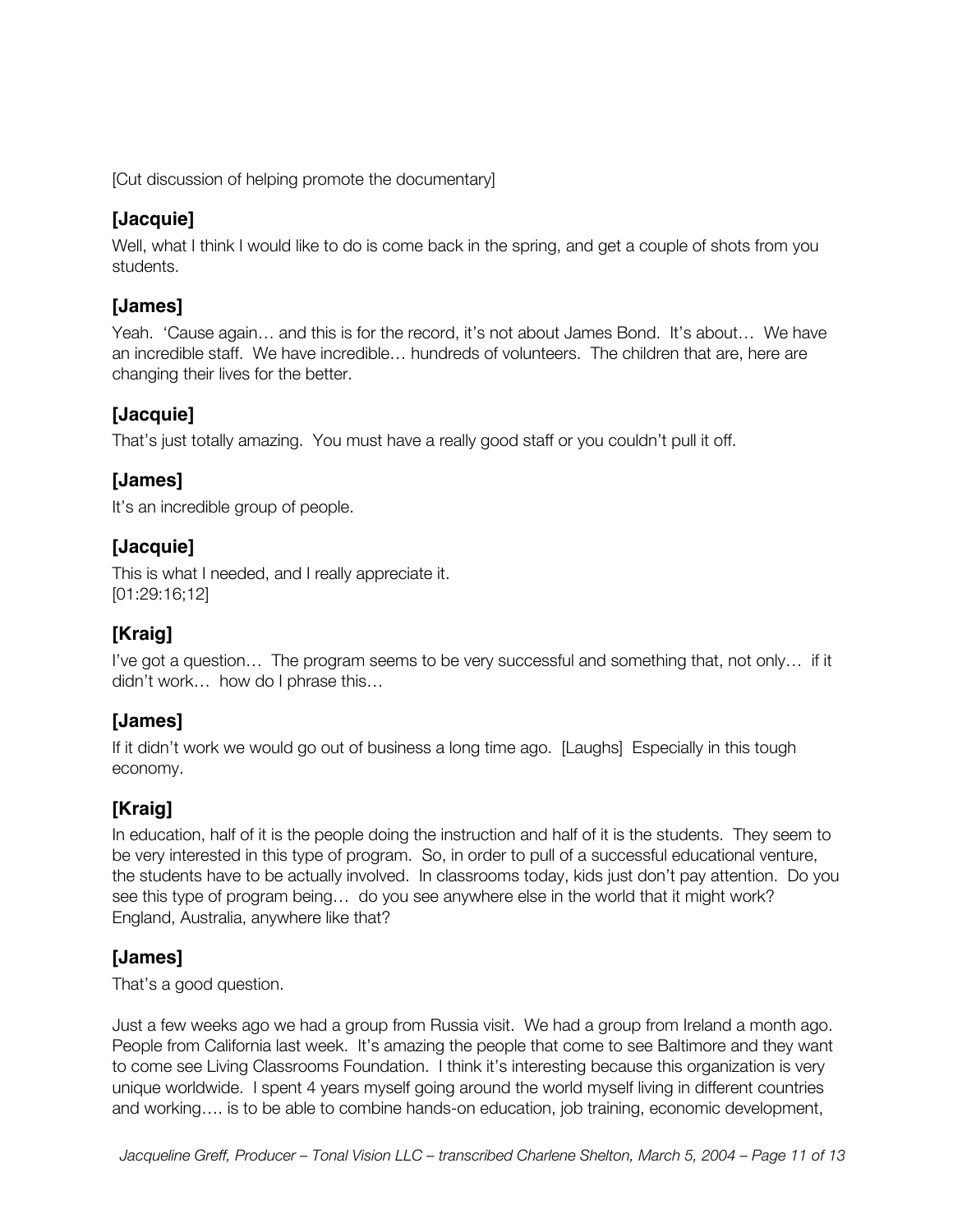[Cut discussion of helping promote the documentary]

## [Jacquie]

Well, what I think I would like to do is come back in the spring, and get a couple of shots from you students.

## [James]

Yeah. 'Cause again… and this is for the record, it's not about James Bond. It's about… We have an incredible staff. We have incredible… hundreds of volunteers. The children that are, here are changing their lives for the better.

## [Jacquie]

That's just totally amazing. You must have a really good staff or you couldn't pull it off.

## [James]

It's an incredible group of people.

## [Jacquie]

This is what I needed, and I really appreciate it.
[01:29:16;12]

## [Kraig]

I've got a question… The program seems to be very successful and something that, not only… if it didn't work… how do I phrase this…

## [James]

If it didn't work we would go out of business a long time ago. [Laughs] Especially in this tough economy.

## [Kraig]

In education, half of it is the people doing the instruction and half of it is the students. They seem to be very interested in this type of program. So, in order to pull of a successful educational venture, the students have to be actually involved. In classrooms today, kids just don't pay attention. Do you see this type of program being… do you see anywhere else in the world that it might work? England, Australia, anywhere like that?

## [James]

That's a good question.

Just a few weeks ago we had a group from Russia visit. We had a group from Ireland a month ago. People from California last week. It's amazing the people that come to see Baltimore and they want to come see Living Classrooms Foundation. I think it's interesting because this organization is very unique worldwide. I spent 4 years myself going around the world myself living in different countries and working…. is to be able to combine hands-on education, job training, economic development,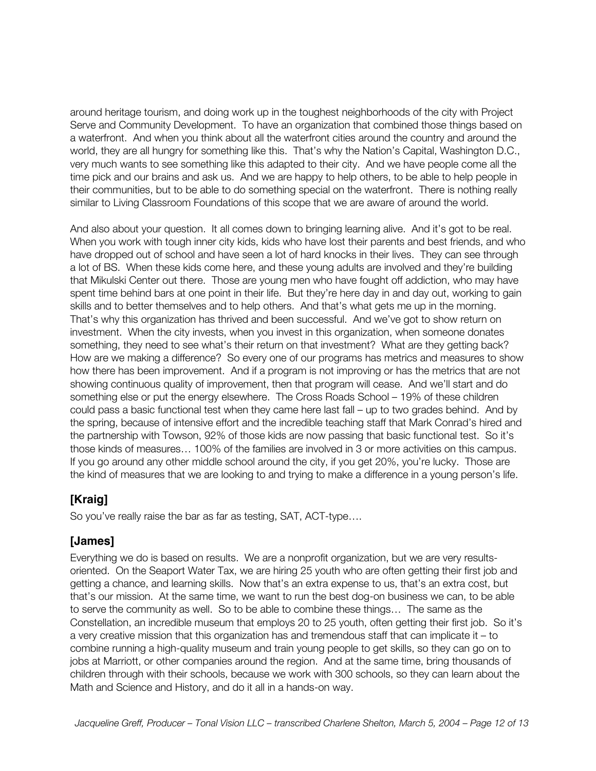around heritage tourism, and doing work up in the toughest neighborhoods of the city with Project Serve and Community Development. To have an organization that combined those things based on a waterfront. And when you think about all the waterfront cities around the country and around the world, they are all hungry for something like this. That's why the Nation's Capital, Washington D.C., very much wants to see something like this adapted to their city. And we have people come all the time pick and our brains and ask us. And we are happy to help others, to be able to help people in their communities, but to be able to do something special on the waterfront. There is nothing really similar to Living Classroom Foundations of this scope that we are aware of around the world.

And also about your question. It all comes down to bringing learning alive. And it's got to be real. When you work with tough inner city kids, kids who have lost their parents and best friends, and who have dropped out of school and have seen a lot of hard knocks in their lives. They can see through a lot of BS. When these kids come here, and these young adults are involved and they're building that Mikulski Center out there. Those are young men who have fought off addiction, who may have spent time behind bars at one point in their life. But they're here day in and day out, working to gain skills and to better themselves and to help others. And that's what gets me up in the morning. That's why this organization has thrived and been successful. And we've got to show return on investment. When the city invests, when you invest in this organization, when someone donates something, they need to see what's their return on that investment? What are they getting back? How are we making a difference? So every one of our programs has metrics and measures to show how there has been improvement. And if a program is not improving or has the metrics that are not showing continuous quality of improvement, then that program will cease. And we'll start and do something else or put the energy elsewhere. The Cross Roads School – 19% of these children could pass a basic functional test when they came here last fall – up to two grades behind. And by the spring, because of intensive effort and the incredible teaching staff that Mark Conrad's hired and the partnership with Towson, 92% of those kids are now passing that basic functional test. So it's those kinds of measures… 100% of the families are involved in 3 or more activities on this campus. If you go around any other middle school around the city, if you get 20%, you're lucky. Those are the kind of measures that we are looking to and trying to make a difference in a young person's life.

### [Kraig]

So you've really raise the bar as far as testing, SAT, ACT-type….

### [James]

Everything we do is based on results. We are a nonprofit organization, but we are very results-oriented. On the Seaport Water Tax, we are hiring 25 youth who are often getting their first job and getting a chance, and learning skills. Now that's an extra expense to us, that's an extra cost, but that's our mission. At the same time, we want to run the best dog-on business we can, to be able to serve the community as well. So to be able to combine these things… The same as the Constellation, an incredible museum that employs 20 to 25 youth, often getting their first job. So it's a very creative mission that this organization has and tremendous staff that can implicate it – to combine running a high-quality museum and train young people to get skills, so they can go on to jobs at Marriott, or other companies around the region. And at the same time, bring thousands of children through with their schools, because we work with 300 schools, so they can learn about the Math and Science and History, and do it all in a hands-on way.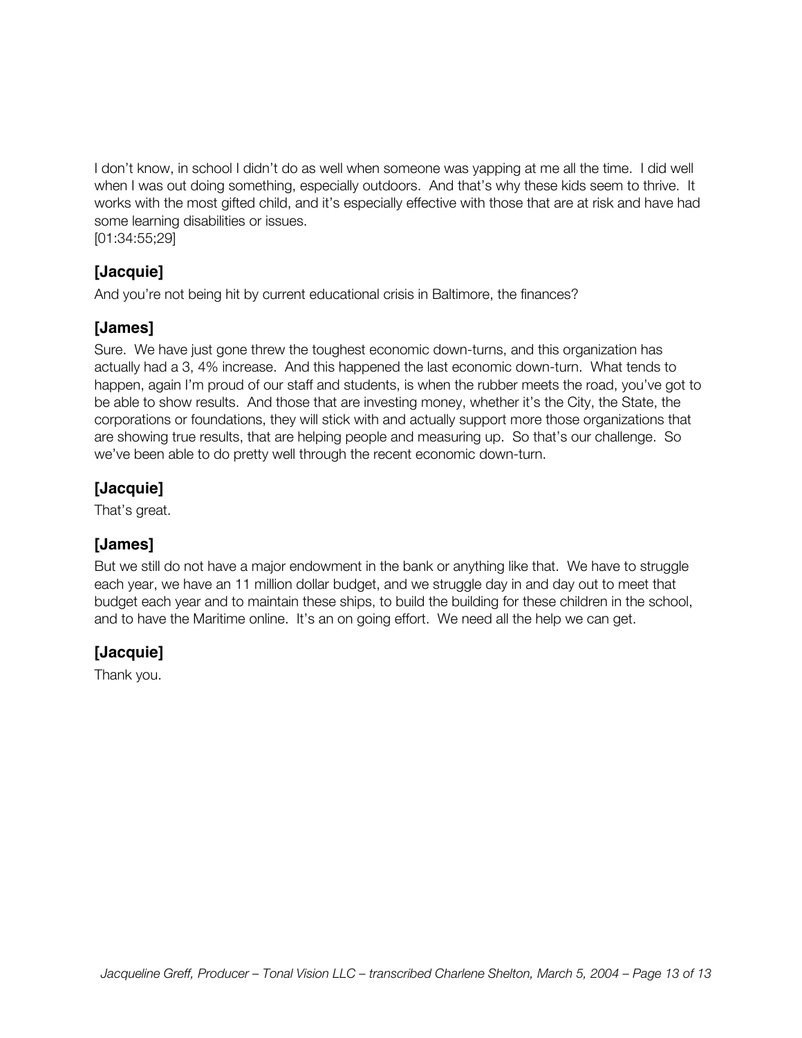I don't know, in school I didn't do as well when someone was yapping at me all the time. I did well when I was out doing something, especially outdoors. And that's why these kids seem to thrive. It works with the most gifted child, and it's especially effective with those that are at risk and have had some learning disabilities or issues.
[01:34:55;29]

### [Jacquie]

And you're not being hit by current educational crisis in Baltimore, the finances?

### [James]

Sure. We have just gone threw the toughest economic down-turns, and this organization has actually had a 3, 4% increase. And this happened the last economic down-turn. What tends to happen, again I'm proud of our staff and students, is when the rubber meets the road, you've got to be able to show results. And those that are investing money, whether it's the City, the State, the corporations or foundations, they will stick with and actually support more those organizations that are showing true results, that are helping people and measuring up. So that's our challenge. So we've been able to do pretty well through the recent economic down-turn.

### [Jacquie]

That's great.

### [James]

But we still do not have a major endowment in the bank or anything like that. We have to struggle each year, we have an 11 million dollar budget, and we struggle day in and day out to meet that budget each year and to maintain these ships, to build the building for these children in the school, and to have the Maritime online. It's an on going effort. We need all the help we can get.

### [Jacquie]

Thank you.